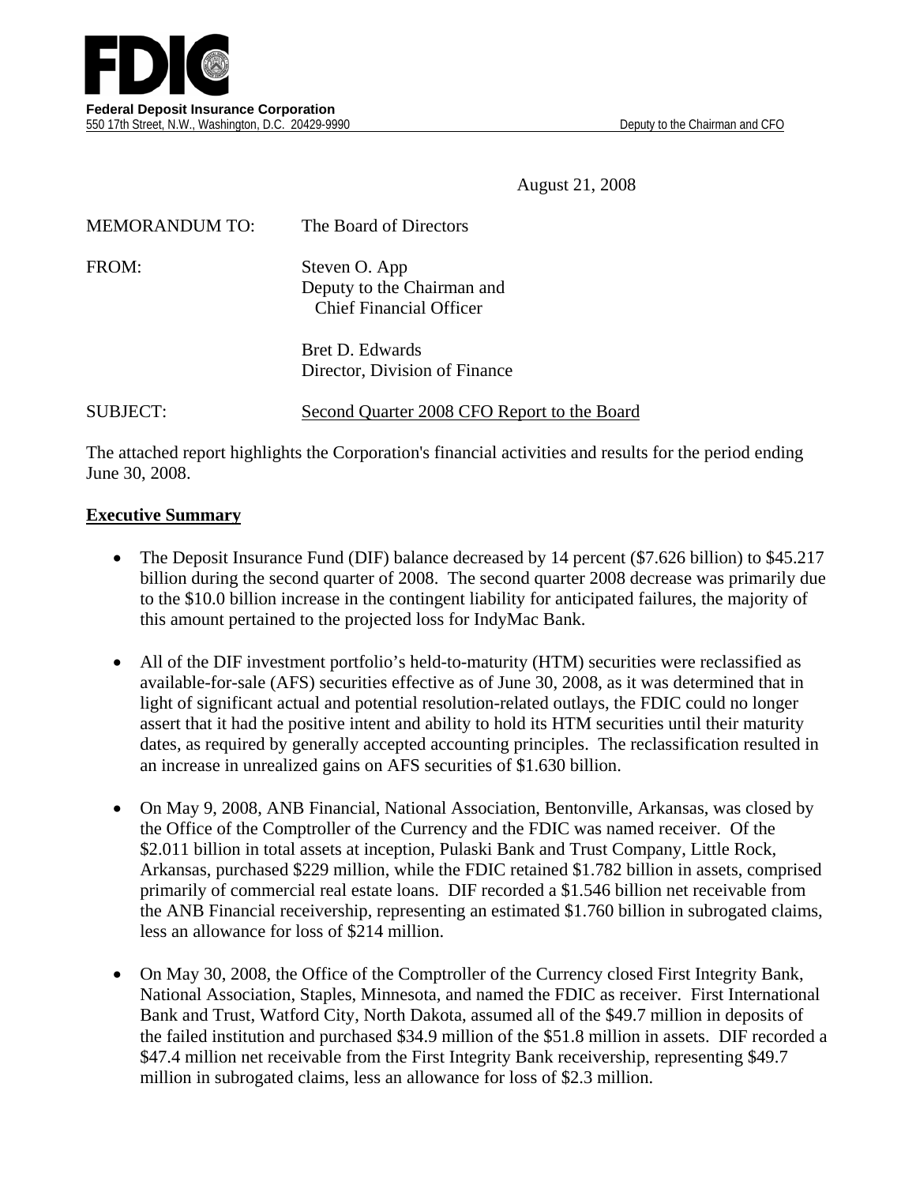**Federal Deposit Insurance Corporation**
550 17th Street, N.W., Washington, D.C. 20429-9990 Deputy to the Chairman and CFO

August 21, 2008

MEMORANDUM TO: The Board of Directors

FROM: Steven O. App
Deputy to the Chairman and
Chief Financial Officer

Bret D. Edwards
Director, Division of Finance

SUBJECT: Second Quarter 2008 CFO Report to the Board

The attached report highlights the Corporation's financial activities and results for the period ending June 30, 2008.

## Executive Summary

- The Deposit Insurance Fund (DIF) balance decreased by 14 percent ($7.626 billion) to $45.217 billion during the second quarter of 2008. The second quarter 2008 decrease was primarily due to the $10.0 billion increase in the contingent liability for anticipated failures, the majority of this amount pertained to the projected loss for IndyMac Bank.
- All of the DIF investment portfolio's held-to-maturity (HTM) securities were reclassified as available-for-sale (AFS) securities effective as of June 30, 2008, as it was determined that in light of significant actual and potential resolution-related outlays, the FDIC could no longer assert that it had the positive intent and ability to hold its HTM securities until their maturity dates, as required by generally accepted accounting principles. The reclassification resulted in an increase in unrealized gains on AFS securities of $1.630 billion.
- On May 9, 2008, ANB Financial, National Association, Bentonville, Arkansas, was closed by the Office of the Comptroller of the Currency and the FDIC was named receiver. Of the $2.011 billion in total assets at inception, Pulaski Bank and Trust Company, Little Rock, Arkansas, purchased $229 million, while the FDIC retained $1.782 billion in assets, comprised primarily of commercial real estate loans. DIF recorded a $1.546 billion net receivable from the ANB Financial receivership, representing an estimated $1.760 billion in subrogated claims, less an allowance for loss of $214 million.
- On May 30, 2008, the Office of the Comptroller of the Currency closed First Integrity Bank, National Association, Staples, Minnesota, and named the FDIC as receiver. First International Bank and Trust, Watford City, North Dakota, assumed all of the $49.7 million in deposits of the failed institution and purchased $34.9 million of the $51.8 million in assets. DIF recorded a $47.4 million net receivable from the First Integrity Bank receivership, representing $49.7 million in subrogated claims, less an allowance for loss of $2.3 million.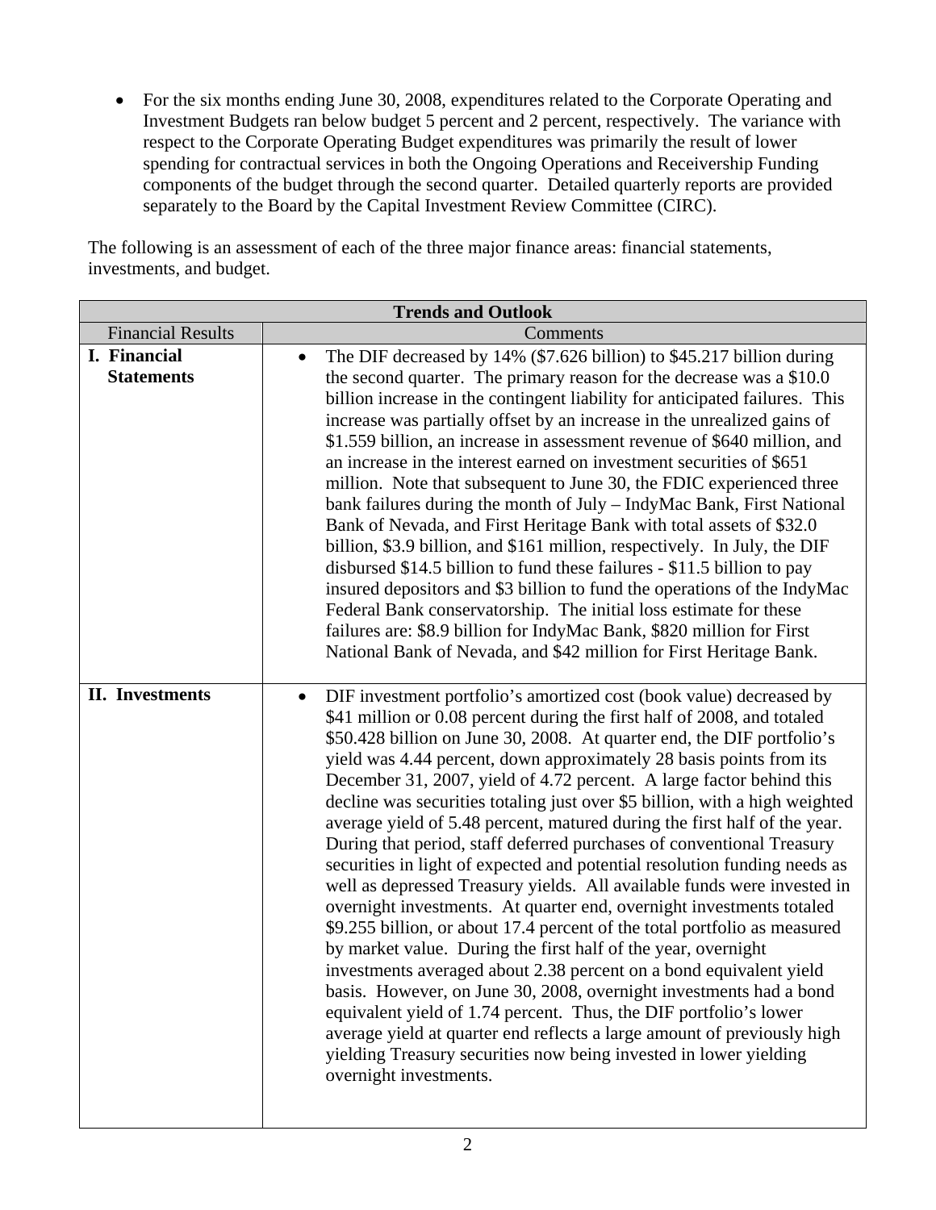- For the six months ending June 30, 2008, expenditures related to the Corporate Operating and Investment Budgets ran below budget 5 percent and 2 percent, respectively. The variance with respect to the Corporate Operating Budget expenditures was primarily the result of lower spending for contractual services in both the Ongoing Operations and Receivership Funding components of the budget through the second quarter. Detailed quarterly reports are provided separately to the Board by the Capital Investment Review Committee (CIRC).

The following is an assessment of each of the three major finance areas: financial statements, investments, and budget.

| **Trends and Outlook** | |
|---|---|
| Financial Results | Comments |
| **I. Financial Statements** | • The DIF decreased by 14% ($7.626 billion) to $45.217 billion during the second quarter. The primary reason for the decrease was a $10.0 billion increase in the contingent liability for anticipated failures. This increase was partially offset by an increase in the unrealized gains of $1.559 billion, an increase in assessment revenue of $640 million, and an increase in the interest earned on investment securities of $651 million. Note that subsequent to June 30, the FDIC experienced three bank failures during the month of July – IndyMac Bank, First National Bank of Nevada, and First Heritage Bank with total assets of $32.0 billion, $3.9 billion, and $161 million, respectively. In July, the DIF disbursed $14.5 billion to fund these failures - $11.5 billion to pay insured depositors and $3 billion to fund the operations of the IndyMac Federal Bank conservatorship. The initial loss estimate for these failures are: $8.9 billion for IndyMac Bank, $820 million for First National Bank of Nevada, and $42 million for First Heritage Bank. |
| **II. Investments** | • DIF investment portfolio's amortized cost (book value) decreased by $41 million or 0.08 percent during the first half of 2008, and totaled $50.428 billion on June 30, 2008. At quarter end, the DIF portfolio's yield was 4.44 percent, down approximately 28 basis points from its December 31, 2007, yield of 4.72 percent. A large factor behind this decline was securities totaling just over $5 billion, with a high weighted average yield of 5.48 percent, matured during the first half of the year. During that period, staff deferred purchases of conventional Treasury securities in light of expected and potential resolution funding needs as well as depressed Treasury yields. All available funds were invested in overnight investments. At quarter end, overnight investments totaled $9.255 billion, or about 17.4 percent of the total portfolio as measured by market value. During the first half of the year, overnight investments averaged about 2.38 percent on a bond equivalent yield basis. However, on June 30, 2008, overnight investments had a bond equivalent yield of 1.74 percent. Thus, the DIF portfolio's lower average yield at quarter end reflects a large amount of previously high yielding Treasury securities now being invested in lower yielding overnight investments. |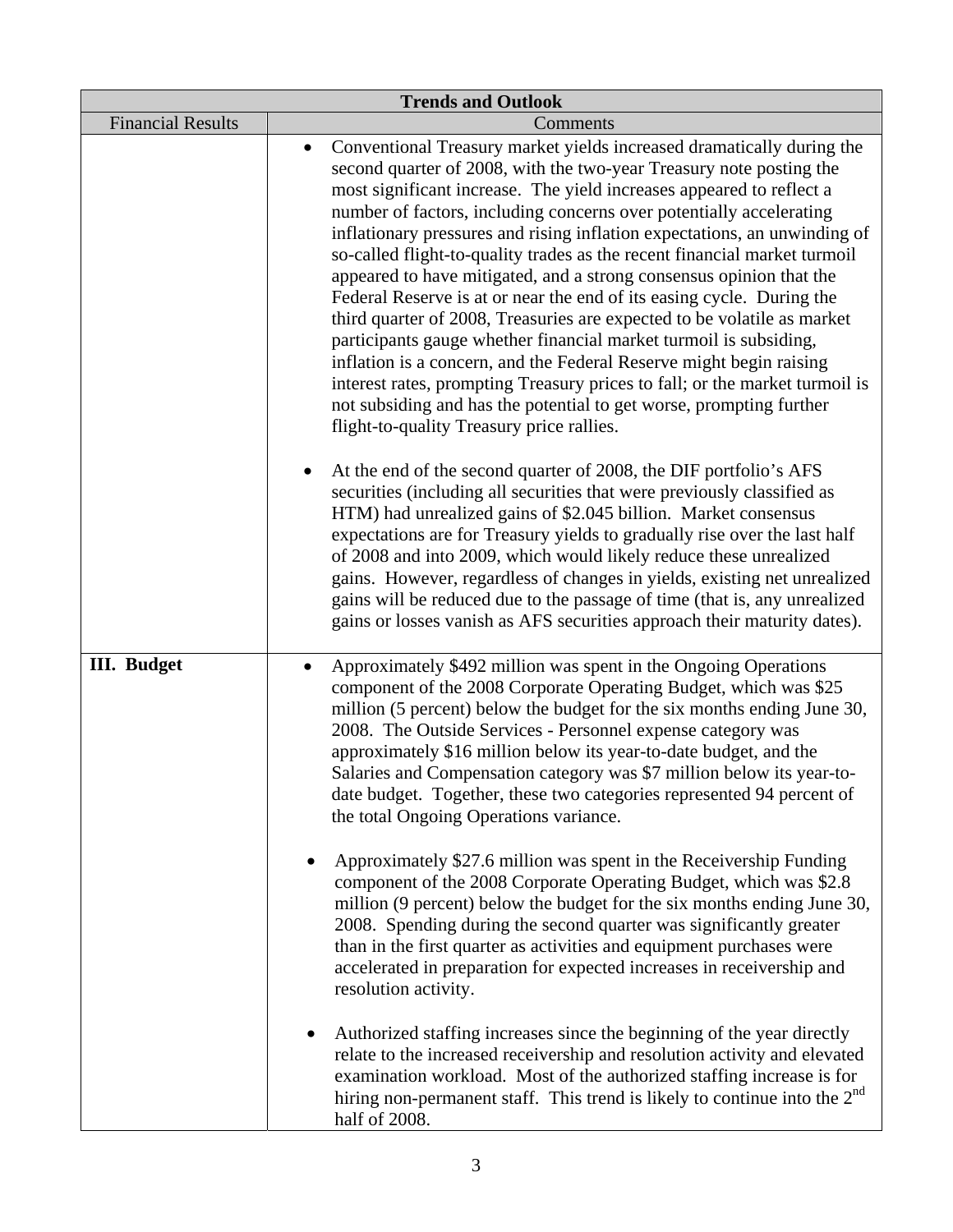| Trends and Outlook | |
|---|---|
| Financial Results | Comments |
| | • Conventional Treasury market yields increased dramatically during the second quarter of 2008, with the two-year Treasury note posting the most significant increase. The yield increases appeared to reflect a number of factors, including concerns over potentially accelerating inflationary pressures and rising inflation expectations, an unwinding of so-called flight-to-quality trades as the recent financial market turmoil appeared to have mitigated, and a strong consensus opinion that the Federal Reserve is at or near the end of its easing cycle. During the third quarter of 2008, Treasuries are expected to be volatile as market participants gauge whether financial market turmoil is subsiding, inflation is a concern, and the Federal Reserve might begin raising interest rates, prompting Treasury prices to fall; or the market turmoil is not subsiding and has the potential to get worse, prompting further flight-to-quality Treasury price rallies.<br><br>• At the end of the second quarter of 2008, the DIF portfolio's AFS securities (including all securities that were previously classified as HTM) had unrealized gains of $2.045 billion. Market consensus expectations are for Treasury yields to gradually rise over the last half of 2008 and into 2009, which would likely reduce these unrealized gains. However, regardless of changes in yields, existing net unrealized gains will be reduced due to the passage of time (that is, any unrealized gains or losses vanish as AFS securities approach their maturity dates). |
| **III. Budget** | • Approximately $492 million was spent in the Ongoing Operations component of the 2008 Corporate Operating Budget, which was $25 million (5 percent) below the budget for the six months ending June 30, 2008. The Outside Services - Personnel expense category was approximately $16 million below its year-to-date budget, and the Salaries and Compensation category was $7 million below its year-to-date budget. Together, these two categories represented 94 percent of the total Ongoing Operations variance.<br><br>• Approximately $27.6 million was spent in the Receivership Funding component of the 2008 Corporate Operating Budget, which was $2.8 million (9 percent) below the budget for the six months ending June 30, 2008. Spending during the second quarter was significantly greater than in the first quarter as activities and equipment purchases were accelerated in preparation for expected increases in receivership and resolution activity.<br><br>• Authorized staffing increases since the beginning of the year directly relate to the increased receivership and resolution activity and elevated examination workload. Most of the authorized staffing increase is for hiring non-permanent staff. This trend is likely to continue into the 2nd half of 2008. |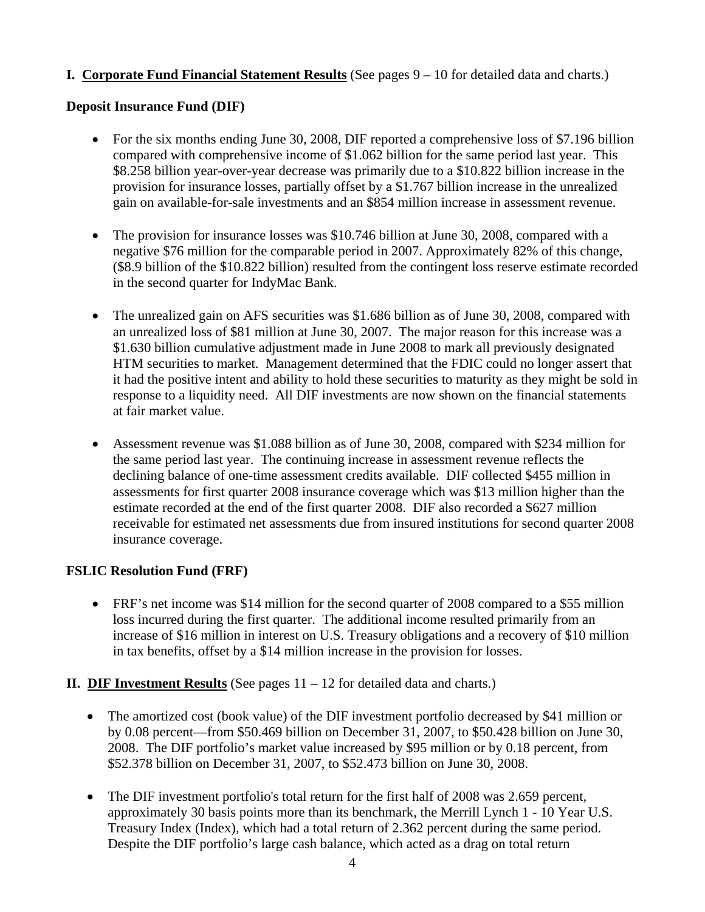## I. **Corporate Fund Financial Statement Results** (See pages 9 – 10 for detailed data and charts.)

### Deposit Insurance Fund (DIF)

- For the six months ending June 30, 2008, DIF reported a comprehensive loss of $7.196 billion compared with comprehensive income of $1.062 billion for the same period last year. This $8.258 billion year-over-year decrease was primarily due to a $10.822 billion increase in the provision for insurance losses, partially offset by a $1.767 billion increase in the unrealized gain on available-for-sale investments and an $854 million increase in assessment revenue.

- The provision for insurance losses was $10.746 billion at June 30, 2008, compared with a negative $76 million for the comparable period in 2007. Approximately 82% of this change, ($8.9 billion of the $10.822 billion) resulted from the contingent loss reserve estimate recorded in the second quarter for IndyMac Bank.

- The unrealized gain on AFS securities was $1.686 billion as of June 30, 2008, compared with an unrealized loss of $81 million at June 30, 2007. The major reason for this increase was a $1.630 billion cumulative adjustment made in June 2008 to mark all previously designated HTM securities to market. Management determined that the FDIC could no longer assert that it had the positive intent and ability to hold these securities to maturity as they might be sold in response to a liquidity need. All DIF investments are now shown on the financial statements at fair market value.

- Assessment revenue was $1.088 billion as of June 30, 2008, compared with $234 million for the same period last year. The continuing increase in assessment revenue reflects the declining balance of one-time assessment credits available. DIF collected $455 million in assessments for first quarter 2008 insurance coverage which was $13 million higher than the estimate recorded at the end of the first quarter 2008. DIF also recorded a $627 million receivable for estimated net assessments due from insured institutions for second quarter 2008 insurance coverage.

### FSLIC Resolution Fund (FRF)

- FRF's net income was $14 million for the second quarter of 2008 compared to a $55 million loss incurred during the first quarter. The additional income resulted primarily from an increase of $16 million in interest on U.S. Treasury obligations and a recovery of $10 million in tax benefits, offset by a $14 million increase in the provision for losses.

## II. **DIF Investment Results** (See pages 11 – 12 for detailed data and charts.)

- The amortized cost (book value) of the DIF investment portfolio decreased by $41 million or by 0.08 percent—from $50.469 billion on December 31, 2007, to $50.428 billion on June 30, 2008. The DIF portfolio's market value increased by $95 million or by 0.18 percent, from $52.378 billion on December 31, 2007, to $52.473 billion on June 30, 2008.

- The DIF investment portfolio's total return for the first half of 2008 was 2.659 percent, approximately 30 basis points more than its benchmark, the Merrill Lynch 1 - 10 Year U.S. Treasury Index (Index), which had a total return of 2.362 percent during the same period. Despite the DIF portfolio's large cash balance, which acted as a drag on total return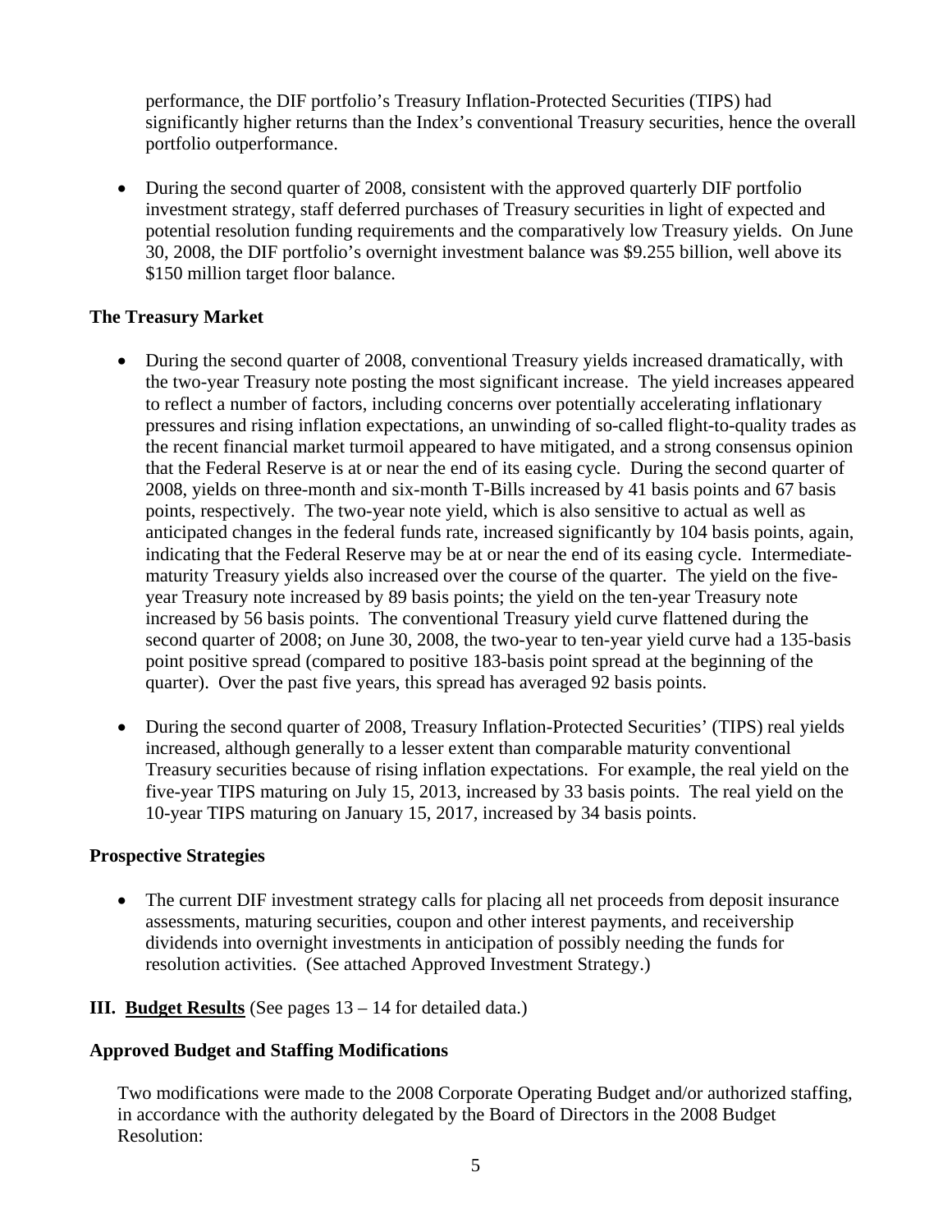performance, the DIF portfolio's Treasury Inflation-Protected Securities (TIPS) had significantly higher returns than the Index's conventional Treasury securities, hence the overall portfolio outperformance.

- During the second quarter of 2008, consistent with the approved quarterly DIF portfolio investment strategy, staff deferred purchases of Treasury securities in light of expected and potential resolution funding requirements and the comparatively low Treasury yields. On June 30, 2008, the DIF portfolio's overnight investment balance was $9.255 billion, well above its $150 million target floor balance.

**The Treasury Market**

- During the second quarter of 2008, conventional Treasury yields increased dramatically, with the two-year Treasury note posting the most significant increase. The yield increases appeared to reflect a number of factors, including concerns over potentially accelerating inflationary pressures and rising inflation expectations, an unwinding of so-called flight-to-quality trades as the recent financial market turmoil appeared to have mitigated, and a strong consensus opinion that the Federal Reserve is at or near the end of its easing cycle. During the second quarter of 2008, yields on three-month and six-month T-Bills increased by 41 basis points and 67 basis points, respectively. The two-year note yield, which is also sensitive to actual as well as anticipated changes in the federal funds rate, increased significantly by 104 basis points, again, indicating that the Federal Reserve may be at or near the end of its easing cycle. Intermediate-maturity Treasury yields also increased over the course of the quarter. The yield on the five-year Treasury note increased by 89 basis points; the yield on the ten-year Treasury note increased by 56 basis points. The conventional Treasury yield curve flattened during the second quarter of 2008; on June 30, 2008, the two-year to ten-year yield curve had a 135-basis point positive spread (compared to positive 183-basis point spread at the beginning of the quarter). Over the past five years, this spread has averaged 92 basis points.

- During the second quarter of 2008, Treasury Inflation-Protected Securities' (TIPS) real yields increased, although generally to a lesser extent than comparable maturity conventional Treasury securities because of rising inflation expectations. For example, the real yield on the five-year TIPS maturing on July 15, 2013, increased by 33 basis points. The real yield on the 10-year TIPS maturing on January 15, 2017, increased by 34 basis points.

**Prospective Strategies**

- The current DIF investment strategy calls for placing all net proceeds from deposit insurance assessments, maturing securities, coupon and other interest payments, and receivership dividends into overnight investments in anticipation of possibly needing the funds for resolution activities. (See attached Approved Investment Strategy.)

**III. <u>Budget Results</u>** (See pages 13 – 14 for detailed data.)

**Approved Budget and Staffing Modifications**

Two modifications were made to the 2008 Corporate Operating Budget and/or authorized staffing, in accordance with the authority delegated by the Board of Directors in the 2008 Budget Resolution: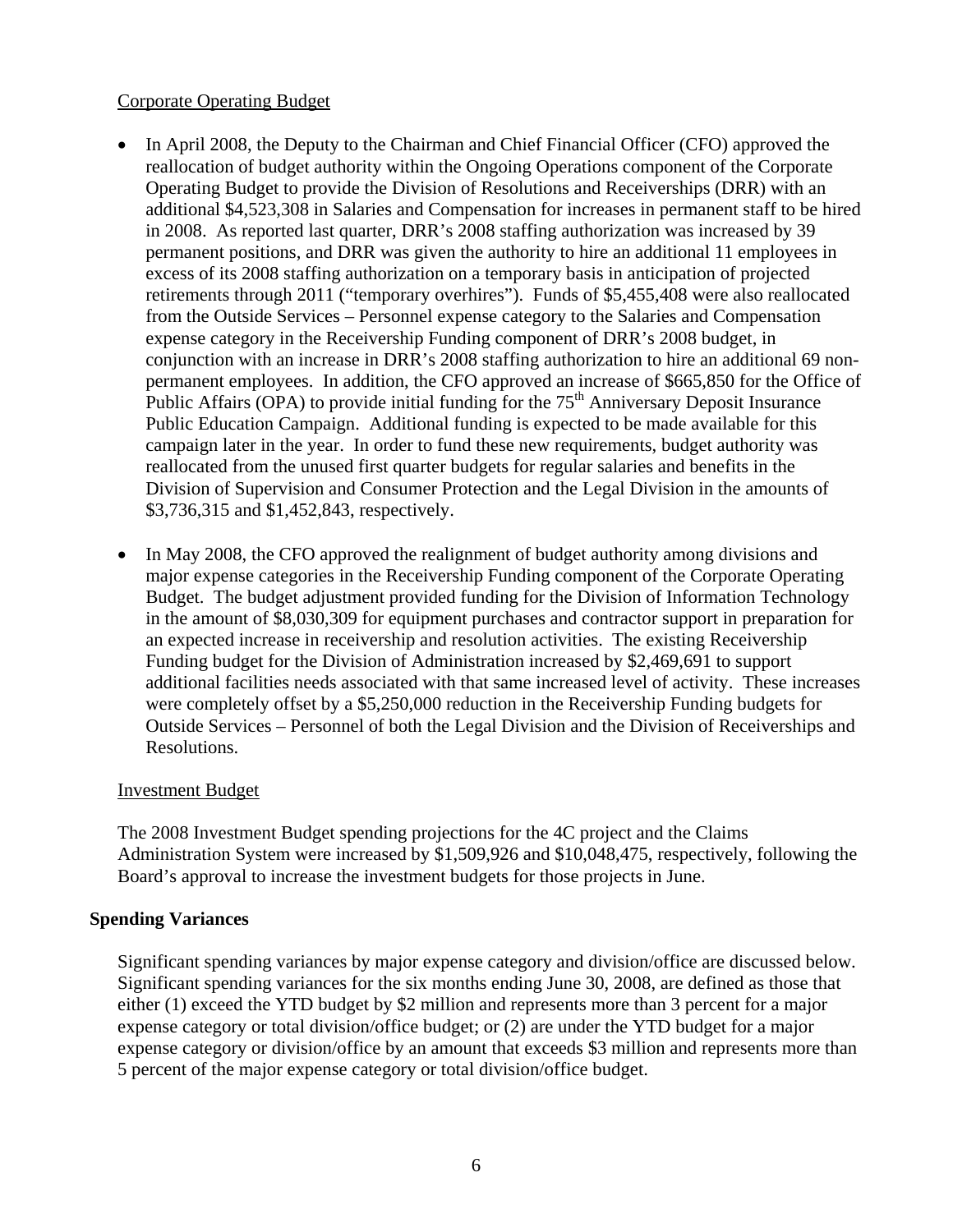Corporate Operating Budget

- In April 2008, the Deputy to the Chairman and Chief Financial Officer (CFO) approved the reallocation of budget authority within the Ongoing Operations component of the Corporate Operating Budget to provide the Division of Resolutions and Receiverships (DRR) with an additional $4,523,308 in Salaries and Compensation for increases in permanent staff to be hired in 2008. As reported last quarter, DRR's 2008 staffing authorization was increased by 39 permanent positions, and DRR was given the authority to hire an additional 11 employees in excess of its 2008 staffing authorization on a temporary basis in anticipation of projected retirements through 2011 ("temporary overhires"). Funds of $5,455,408 were also reallocated from the Outside Services – Personnel expense category to the Salaries and Compensation expense category in the Receivership Funding component of DRR's 2008 budget, in conjunction with an increase in DRR's 2008 staffing authorization to hire an additional 69 non-permanent employees. In addition, the CFO approved an increase of $665,850 for the Office of Public Affairs (OPA) to provide initial funding for the 75th Anniversary Deposit Insurance Public Education Campaign. Additional funding is expected to be made available for this campaign later in the year. In order to fund these new requirements, budget authority was reallocated from the unused first quarter budgets for regular salaries and benefits in the Division of Supervision and Consumer Protection and the Legal Division in the amounts of $3,736,315 and $1,452,843, respectively.

- In May 2008, the CFO approved the realignment of budget authority among divisions and major expense categories in the Receivership Funding component of the Corporate Operating Budget. The budget adjustment provided funding for the Division of Information Technology in the amount of $8,030,309 for equipment purchases and contractor support in preparation for an expected increase in receivership and resolution activities. The existing Receivership Funding budget for the Division of Administration increased by $2,469,691 to support additional facilities needs associated with that same increased level of activity. These increases were completely offset by a $5,250,000 reduction in the Receivership Funding budgets for Outside Services – Personnel of both the Legal Division and the Division of Receiverships and Resolutions.

Investment Budget

The 2008 Investment Budget spending projections for the 4C project and the Claims Administration System were increased by $1,509,926 and $10,048,475, respectively, following the Board's approval to increase the investment budgets for those projects in June.

**Spending Variances**

Significant spending variances by major expense category and division/office are discussed below. Significant spending variances for the six months ending June 30, 2008, are defined as those that either (1) exceed the YTD budget by $2 million and represents more than 3 percent for a major expense category or total division/office budget; or (2) are under the YTD budget for a major expense category or division/office by an amount that exceeds $3 million and represents more than 5 percent of the major expense category or total division/office budget.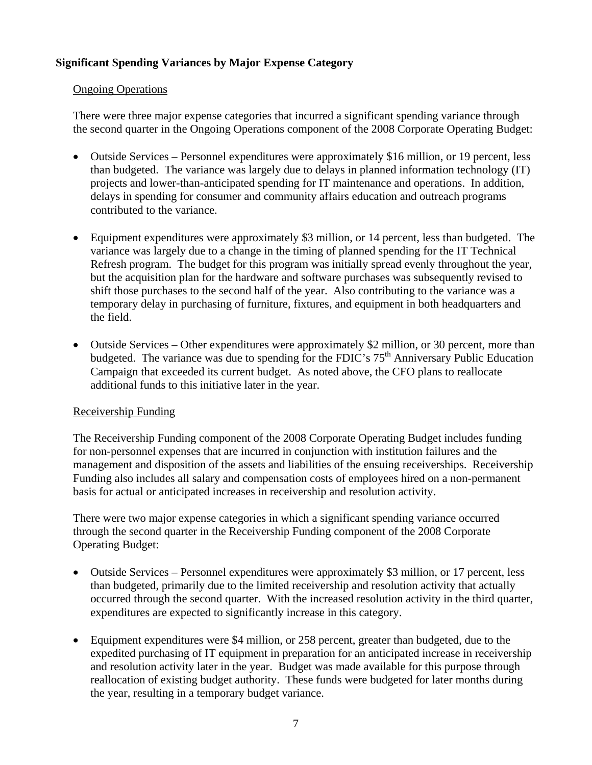**Significant Spending Variances by Major Expense Category**

Ongoing Operations

There were three major expense categories that incurred a significant spending variance through the second quarter in the Ongoing Operations component of the 2008 Corporate Operating Budget:

- Outside Services – Personnel expenditures were approximately $16 million, or 19 percent, less than budgeted. The variance was largely due to delays in planned information technology (IT) projects and lower-than-anticipated spending for IT maintenance and operations. In addition, delays in spending for consumer and community affairs education and outreach programs contributed to the variance.

- Equipment expenditures were approximately $3 million, or 14 percent, less than budgeted. The variance was largely due to a change in the timing of planned spending for the IT Technical Refresh program. The budget for this program was initially spread evenly throughout the year, but the acquisition plan for the hardware and software purchases was subsequently revised to shift those purchases to the second half of the year. Also contributing to the variance was a temporary delay in purchasing of furniture, fixtures, and equipment in both headquarters and the field.

- Outside Services – Other expenditures were approximately $2 million, or 30 percent, more than budgeted. The variance was due to spending for the FDIC's 75th Anniversary Public Education Campaign that exceeded its current budget. As noted above, the CFO plans to reallocate additional funds to this initiative later in the year.

Receivership Funding

The Receivership Funding component of the 2008 Corporate Operating Budget includes funding for non-personnel expenses that are incurred in conjunction with institution failures and the management and disposition of the assets and liabilities of the ensuing receiverships. Receivership Funding also includes all salary and compensation costs of employees hired on a non-permanent basis for actual or anticipated increases in receivership and resolution activity.

There were two major expense categories in which a significant spending variance occurred through the second quarter in the Receivership Funding component of the 2008 Corporate Operating Budget:

- Outside Services – Personnel expenditures were approximately $3 million, or 17 percent, less than budgeted, primarily due to the limited receivership and resolution activity that actually occurred through the second quarter. With the increased resolution activity in the third quarter, expenditures are expected to significantly increase in this category.

- Equipment expenditures were $4 million, or 258 percent, greater than budgeted, due to the expedited purchasing of IT equipment in preparation for an anticipated increase in receivership and resolution activity later in the year. Budget was made available for this purpose through reallocation of existing budget authority. These funds were budgeted for later months during the year, resulting in a temporary budget variance.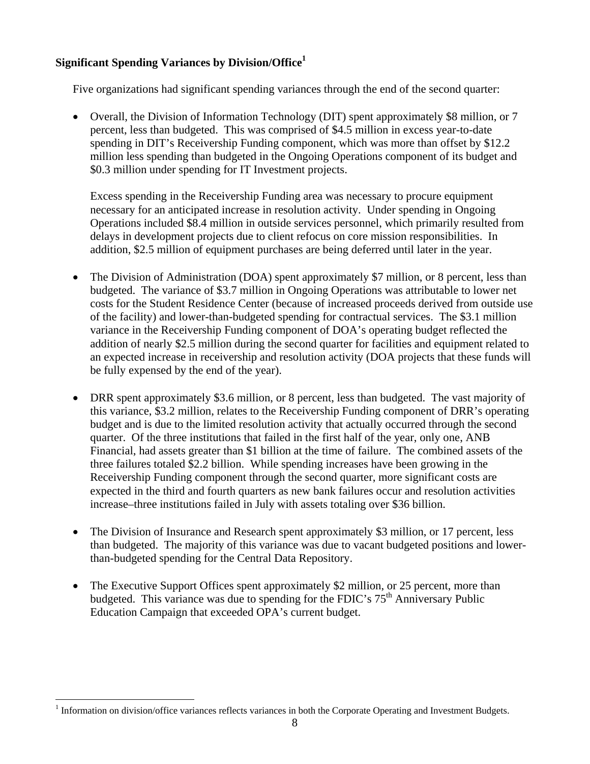**Significant Spending Variances by Division/Office[1]**

Five organizations had significant spending variances through the end of the second quarter:

- Overall, the Division of Information Technology (DIT) spent approximately \$8 million, or 7 percent, less than budgeted. This was comprised of \$4.5 million in excess year-to-date spending in DIT's Receivership Funding component, which was more than offset by \$12.2 million less spending than budgeted in the Ongoing Operations component of its budget and \$0.3 million under spending for IT Investment projects.

  Excess spending in the Receivership Funding area was necessary to procure equipment necessary for an anticipated increase in resolution activity. Under spending in Ongoing Operations included \$8.4 million in outside services personnel, which primarily resulted from delays in development projects due to client refocus on core mission responsibilities. In addition, \$2.5 million of equipment purchases are being deferred until later in the year.

- The Division of Administration (DOA) spent approximately \$7 million, or 8 percent, less than budgeted. The variance of \$3.7 million in Ongoing Operations was attributable to lower net costs for the Student Residence Center (because of increased proceeds derived from outside use of the facility) and lower-than-budgeted spending for contractual services. The \$3.1 million variance in the Receivership Funding component of DOA's operating budget reflected the addition of nearly \$2.5 million during the second quarter for facilities and equipment related to an expected increase in receivership and resolution activity (DOA projects that these funds will be fully expensed by the end of the year).

- DRR spent approximately \$3.6 million, or 8 percent, less than budgeted. The vast majority of this variance, \$3.2 million, relates to the Receivership Funding component of DRR's operating budget and is due to the limited resolution activity that actually occurred through the second quarter. Of the three institutions that failed in the first half of the year, only one, ANB Financial, had assets greater than \$1 billion at the time of failure. The combined assets of the three failures totaled \$2.2 billion. While spending increases have been growing in the Receivership Funding component through the second quarter, more significant costs are expected in the third and fourth quarters as new bank failures occur and resolution activities increase–three institutions failed in July with assets totaling over \$36 billion.

- The Division of Insurance and Research spent approximately \$3 million, or 17 percent, less than budgeted. The majority of this variance was due to vacant budgeted positions and lower-than-budgeted spending for the Central Data Repository.

- The Executive Support Offices spent approximately \$2 million, or 25 percent, more than budgeted. This variance was due to spending for the FDIC's 75th Anniversary Public Education Campaign that exceeded OPA's current budget.

[1] Information on division/office variances reflects variances in both the Corporate Operating and Investment Budgets.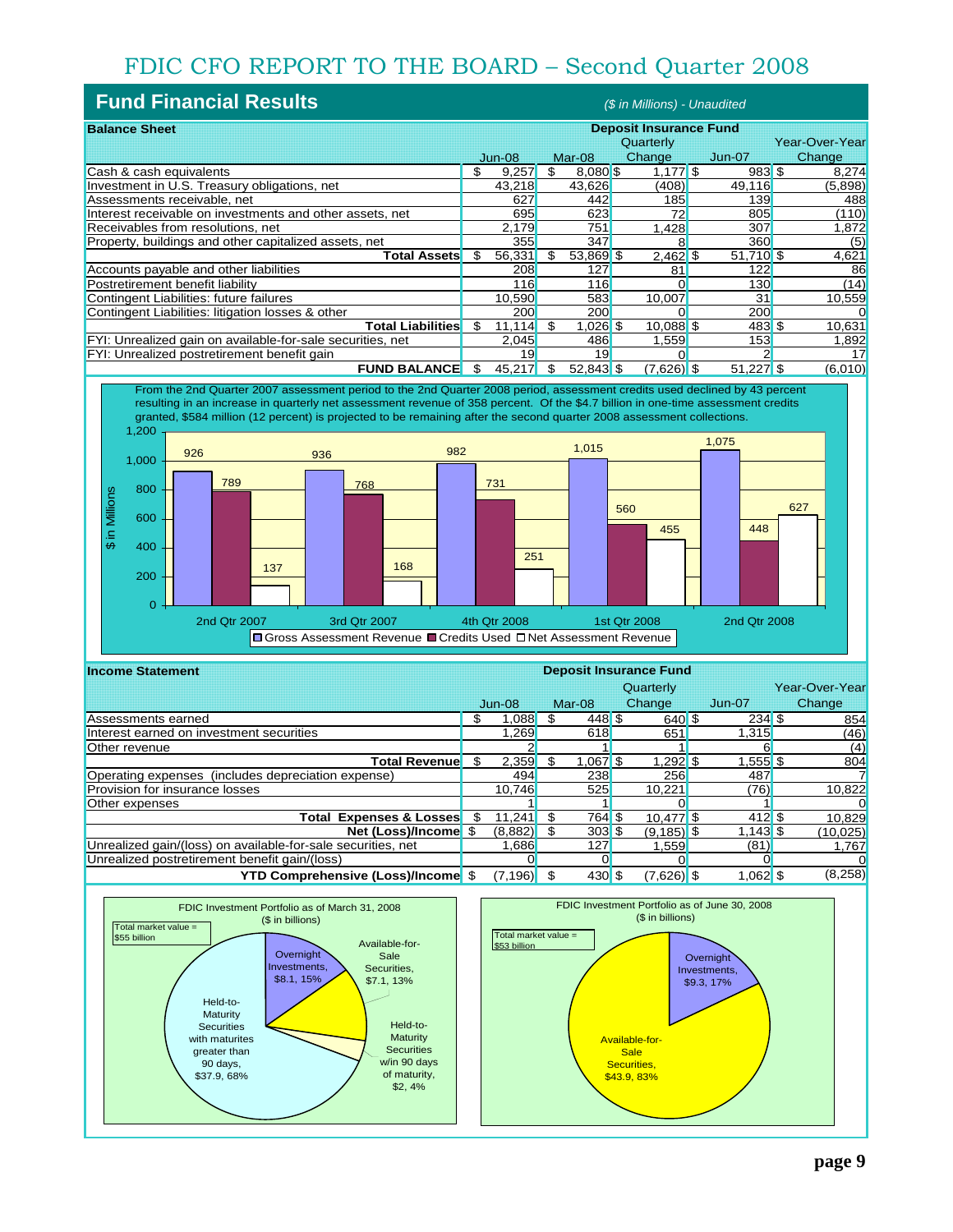## Fund Financial Results

*($ in Millions) - Unaudited*

| Balance Sheet | Deposit Insurance Fund | | | | |
|---|---|---|---|---|---|
| | Jun-08 | Mar-08 | Quarterly Change | Jun-07 | Year-Over-Year Change |
| Cash & cash equivalents | $ 9,257 | $ 8,080 | $ 1,177 | $ 983 | $ 8,274 |
| Investment in U.S. Treasury obligations, net | 43,218 | 43,626 | (408) | 49,116 | (5,898) |
| Assessments receivable, net | 627 | 442 | 185 | 139 | 488 |
| Interest receivable on investments and other assets, net | 695 | 623 | 72 | 805 | (110) |
| Receivables from resolutions, net | 2,179 | 751 | 1,428 | 307 | 1,872 |
| Property, buildings and other capitalized assets, net | 355 | 347 | 8 | 360 | (5) |
| **Total Assets** | $ 56,331 | $ 53,869 | $ 2,462 | $ 51,710 | $ 4,621 |
| Accounts payable and other liabilities | 208 | 127 | 81 | 122 | 86 |
| Postretirement benefit liability | 116 | 116 | 0 | 130 | (14) |
| Contingent Liabilities: future failures | 10,590 | 583 | 10,007 | 31 | 10,559 |
| Contingent Liabilities: litigation losses & other | 200 | 200 | 0 | 200 | 0 |
| **Total Liabilities** | $ 11,114 | $ 1,026 | $ 10,088 | $ 483 | $ 10,631 |
| FYI: Unrealized gain on available-for-sale securities, net | 2,045 | 486 | 1,559 | 153 | 1,892 |
| FYI: Unrealized postretirement benefit gain | 19 | 19 | 0 | 2 | 17 |
| **FUND BALANCE** | $ 45,217 | $ 52,843 | $ (7,626) | $ 51,227 | $ (6,010) |

From the 2nd Quarter 2007 assessment period to the 2nd Quarter 2008 period, assessment credits used declined by 43 percent resulting in an increase in quarterly net assessment revenue of 358 percent. Of the $4.7 billion in one-time assessment credits granted, $584 million (12 percent) is projected to be remaining after the second quarter 2008 assessment collections.

| $ in Millions | Gross Assessment Revenue | Credits Used | Net Assessment Revenue |
|---|---|---|---|
| 2nd Qtr 2007 | 926 | 789 | 137 |
| 3rd Qtr 2007 | 936 | 768 | 168 |
| 4th Qtr 2008 | 982 | 731 | 251 |
| 1st Qtr 2008 | 1,015 | 560 | 455 |
| 2nd Qtr 2008 | 1,075 | 448 | 627 |

| Income Statement | Deposit Insurance Fund | | | | |
|---|---|---|---|---|---|
| | Jun-08 | Mar-08 | Quarterly Change | Jun-07 | Year-Over-Year Change |
| Assessments earned | $ 1,088 | $ 448 | $ 640 | $ 234 | $ 854 |
| Interest earned on investment securities | 1,269 | 618 | 651 | 1,315 | (46) |
| Other revenue | 2 | 1 | 1 | 6 | (4) |
| **Total Revenue** | $ 2,359 | $ 1,067 | $ 1,292 | $ 1,555 | $ 804 |
| Operating expenses (includes depreciation expense) | 494 | 238 | 256 | 487 | 7 |
| Provision for insurance losses | 10,746 | 525 | 10,221 | (76) | 10,822 |
| Other expenses | 1 | 1 | 0 | 1 | 0 |
| **Total Expenses & Losses** | $ 11,241 | $ 764 | $ 10,477 | $ 412 | $ 10,829 |
| **Net (Loss)/Income** | $ (8,882) | $ 303 | $ (9,185) | $ 1,143 | $ (10,025) |
| Unrealized gain/(loss) on available-for-sale securities, net | 1,686 | 127 | 1,559 | (81) | 1,767 |
| Unrealized postretirement benefit gain/(loss) | 0 | 0 | 0 | 0 | 0 |
| **YTD Comprehensive (Loss)/Income** | $ (7,196) | $ 430 | $ (7,626) | $ 1,062 | $ (8,258) |

FDIC Investment Portfolio as of March 31, 2008 ($ in billions)

Total market value = $55 billion

- Overnight Investments, $8.1, 15%
- Available-for-Sale Securities, $7.1, 13%
- Held-to-Maturity Securities w/in 90 days of maturity, $2, 4%
- Held-to-Maturity Securities with maturities greater than 90 days, $37.9, 68%

FDIC Investment Portfolio as of June 30, 2008 ($ in billions)

Total market value = $53 billion

- Overnight Investments, $9.3, 17%
- Available-for-Sale Securities, $43.9, 83%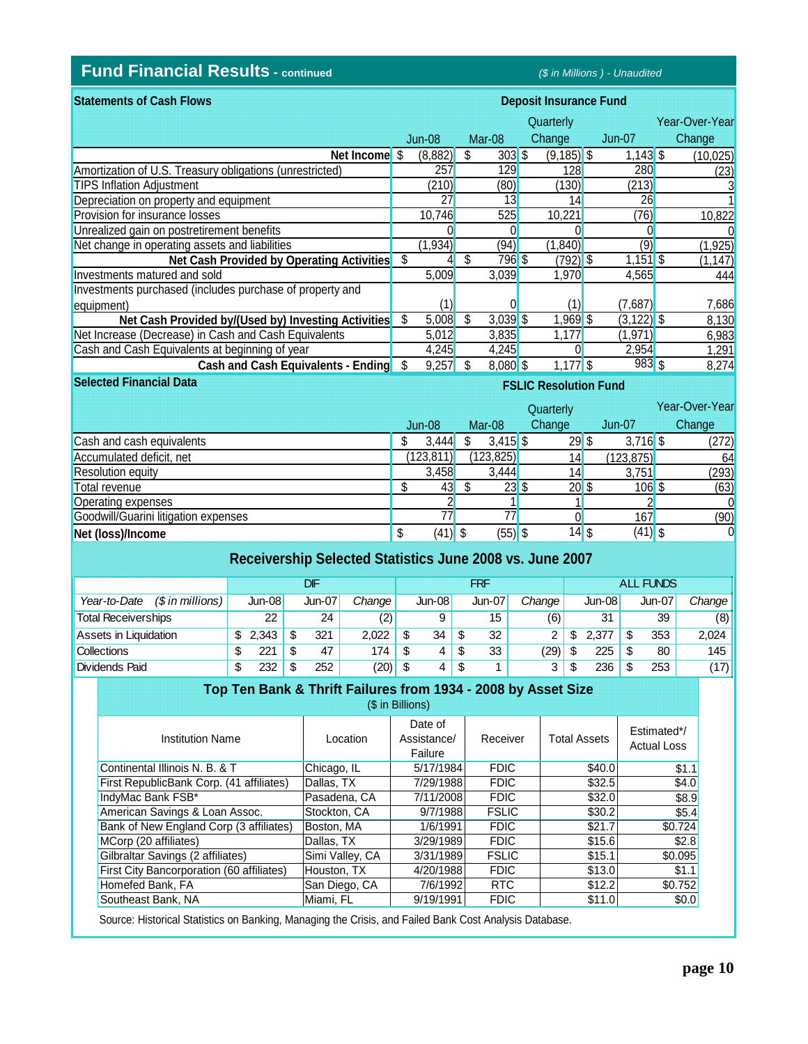## Fund Financial Results - continued

*($ in Millions ) - Unaudited*

| Statements of Cash Flows | Deposit Insurance Fund | | | | |
|---|---|---|---|---|---|
| | Jun-08 | Mar-08 | Quarterly Change | Jun-07 | Year-Over-Year Change |
| **Net Income** | $ (8,882) | $ 303 | $ (9,185) | $ 1,143 | $ (10,025) |
| Amortization of U.S. Treasury obligations (unrestricted) | 257 | 129 | 128 | 280 | (23) |
| TIPS Inflation Adjustment | (210) | (80) | (130) | (213) | 3 |
| Depreciation on property and equipment | 27 | 13 | 14 | 26 | 1 |
| Provision for insurance losses | 10,746 | 525 | 10,221 | (76) | 10,822 |
| Unrealized gain on postretirement benefits | 0 | 0 | 0 | 0 | 0 |
| Net change in operating assets and liabilities | (1,934) | (94) | (1,840) | (9) | (1,925) |
| **Net Cash Provided by Operating Activities** | $ 4 | $ 796 | $ (792) | $ 1,151 | $ (1,147) |
| Investments matured and sold | 5,009 | 3,039 | 1,970 | 4,565 | 444 |
| Investments purchased (includes purchase of property and equipment) | (1) | 0 | (1) | (7,687) | 7,686 |
| **Net Cash Provided by/(Used by) Investing Activities** | $ 5,008 | $ 3,039 | $ 1,969 | $ (3,122) | $ 8,130 |
| Net Increase (Decrease) in Cash and Cash Equivalents | 5,012 | 3,835 | 1,177 | (1,971) | 6,983 |
| Cash and Cash Equivalents at beginning of year | 4,245 | 4,245 | 0 | 2,954 | 1,291 |
| **Cash and Cash Equivalents - Ending** | $ 9,257 | $ 8,080 | $ 1,177 | $ 983 | $ 8,274 |

| Selected Financial Data | FSLIC Resolution Fund | | | | |
|---|---|---|---|---|---|
| | Jun-08 | Mar-08 | Quarterly Change | Jun-07 | Year-Over-Year Change |
| Cash and cash equivalents | $ 3,444 | $ 3,415 | $ 29 | $ 3,716 | $ (272) |
| Accumulated deficit, net | (123,811) | (123,825) | 14 | (123,875) | 64 |
| Resolution equity | 3,458 | 3,444 | 14 | 3,751 | (293) |
| Total revenue | $ 43 | $ 23 | $ 20 | $ 106 | $ (63) |
| Operating expenses | 2 | 1 | 1 | 2 | 0 |
| Goodwill/Guarini litigation expenses | 77 | 77 | 0 | 167 | (90) |
| **Net (loss)/Income** | $ (41) | $ (55) | $ 14 | $ (41) | $ 0 |

### Receivership Selected Statistics June 2008 vs. June 2007

| | DIF | | | FRF | | | ALL FUNDS | | |
|---|---|---|---|---|---|---|---|---|---|
| *Year-to-Date ($ in millions)* | Jun-08 | Jun-07 | *Change* | Jun-08 | Jun-07 | *Change* | Jun-08 | Jun-07 | *Change* |
| Total Receiverships | 22 | 24 | (2) | 9 | 15 | (6) | 31 | 39 | (8) |
| Assets in Liquidation | $ 2,343 | $ 321 | 2,022 | $ 34 | $ 32 | 2 | $ 2,377 | $ 353 | 2,024 |
| Collections | $ 221 | $ 47 | 174 | $ 4 | $ 33 | (29) | $ 225 | $ 80 | 145 |
| Dividends Paid | $ 232 | $ 252 | (20) | $ 4 | $ 1 | 3 | $ 236 | $ 253 | (17) |

### Top Ten Bank & Thrift Failures from 1934 - 2008 by Asset Size

($ in Billions)

| Institution Name | Location | Date of Assistance/ Failure | Receiver | Total Assets | Estimated*/ Actual Loss |
|---|---|---|---|---|---|
| Continental Illinois N. B. & T | Chicago, IL | 5/17/1984 | FDIC | $40.0 | $1.1 |
| First RepublicBank Corp. (41 affiliates) | Dallas, TX | 7/29/1988 | FDIC | $32.5 | $4.0 |
| IndyMac Bank FSB* | Pasadena, CA | 7/11/2008 | FDIC | $32.0 | $8.9 |
| American Savings & Loan Assoc. | Stockton, CA | 9/7/1988 | FSLIC | $30.2 | $5.4 |
| Bank of New England Corp (3 affiliates) | Boston, MA | 1/6/1991 | FDIC | $21.7 | $0.724 |
| MCorp (20 affiliates) | Dallas, TX | 3/29/1989 | FDIC | $15.6 | $2.8 |
| Gilbraltar Savings (2 affiliates) | Simi Valley, CA | 3/31/1989 | FSLIC | $15.1 | $0.095 |
| First City Bancorporation (60 affiliates) | Houston, TX | 4/20/1988 | FDIC | $13.0 | $1.1 |
| Homefed Bank, FA | San Diego, CA | 7/6/1992 | RTC | $12.2 | $0.752 |
| Southeast Bank, NA | Miami, FL | 9/19/1991 | FDIC | $11.0 | $0.0 |

Source: Historical Statistics on Banking, Managing the Crisis, and Failed Bank Cost Analysis Database.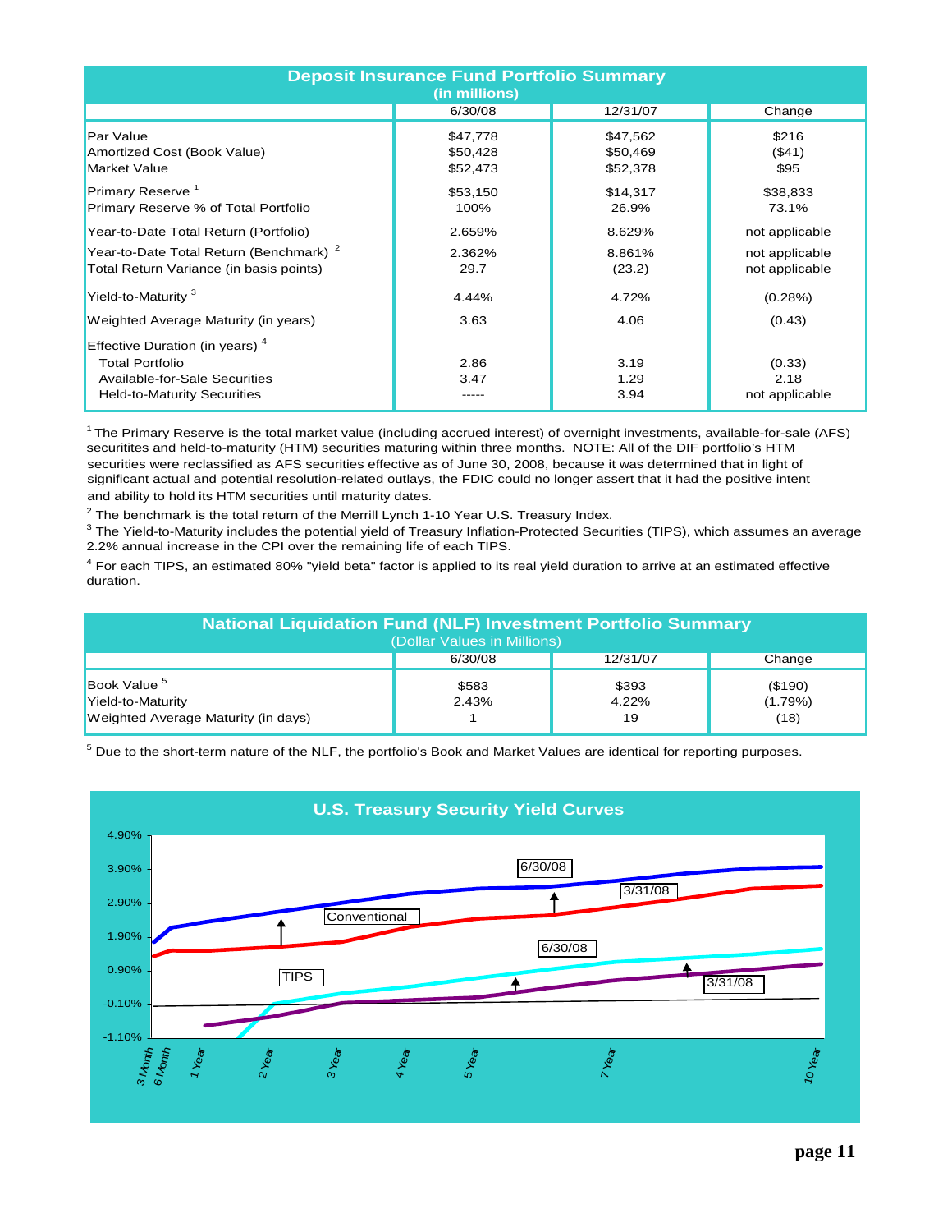## Deposit Insurance Fund Portfolio Summary

(in millions)

| | 6/30/08 | 12/31/07 | Change |
|---|---|---|---|
| Par Value | $47,778 | $47,562 | $216 |
| Amortized Cost (Book Value) | $50,428 | $50,469 | ($41) |
| Market Value | $52,473 | $52,378 | $95 |
| Primary Reserve [1] | $53,150 | $14,317 | $38,833 |
| Primary Reserve % of Total Portfolio | 100% | 26.9% | 73.1% |
| Year-to-Date Total Return (Portfolio) | 2.659% | 8.629% | not applicable |
| Year-to-Date Total Return (Benchmark) [2] | 2.362% | 8.861% | not applicable |
| Total Return Variance (in basis points) | 29.7 | (23.2) | not applicable |
| Yield-to-Maturity [3] | 4.44% | 4.72% | (0.28%) |
| Weighted Average Maturity (in years) | 3.63 | 4.06 | (0.43) |
| Effective Duration (in years) [4] | | | |
| Total Portfolio | 2.86 | 3.19 | (0.33) |
| Available-for-Sale Securities | 3.47 | 1.29 | 2.18 |
| Held-to-Maturity Securities | ----- | 3.94 | not applicable |

[1] The Primary Reserve is the total market value (including accrued interest) of overnight investments, available-for-sale (AFS) securitites and held-to-maturity (HTM) securities maturing within three months. NOTE: All of the DIF portfolio's HTM securities were reclassified as AFS securities effective as of June 30, 2008, because it was determined that in light of significant actual and potential resolution-related outlays, the FDIC could no longer assert that it had the positive intent and ability to hold its HTM securities until maturity dates.

[2] The benchmark is the total return of the Merrill Lynch 1-10 Year U.S. Treasury Index.

[3] The Yield-to-Maturity includes the potential yield of Treasury Inflation-Protected Securities (TIPS), which assumes an average 2.2% annual increase in the CPI over the remaining life of each TIPS.

[4] For each TIPS, an estimated 80% "yield beta" factor is applied to its real yield duration to arrive at an estimated effective duration.

## National Liquidation Fund (NLF) Investment Portfolio Summary

(Dollar Values in Millions)

| | 6/30/08 | 12/31/07 | Change |
|---|---|---|---|
| Book Value [5] | $583 | $393 | ($190) |
| Yield-to-Maturity | 2.43% | 4.22% | (1.79%) |
| Weighted Average Maturity (in days) | 1 | 19 | (18) |

[5] Due to the short-term nature of the NLF, the portfolio's Book and Market Values are identical for reporting purposes.

## U.S. Treasury Security Yield Curves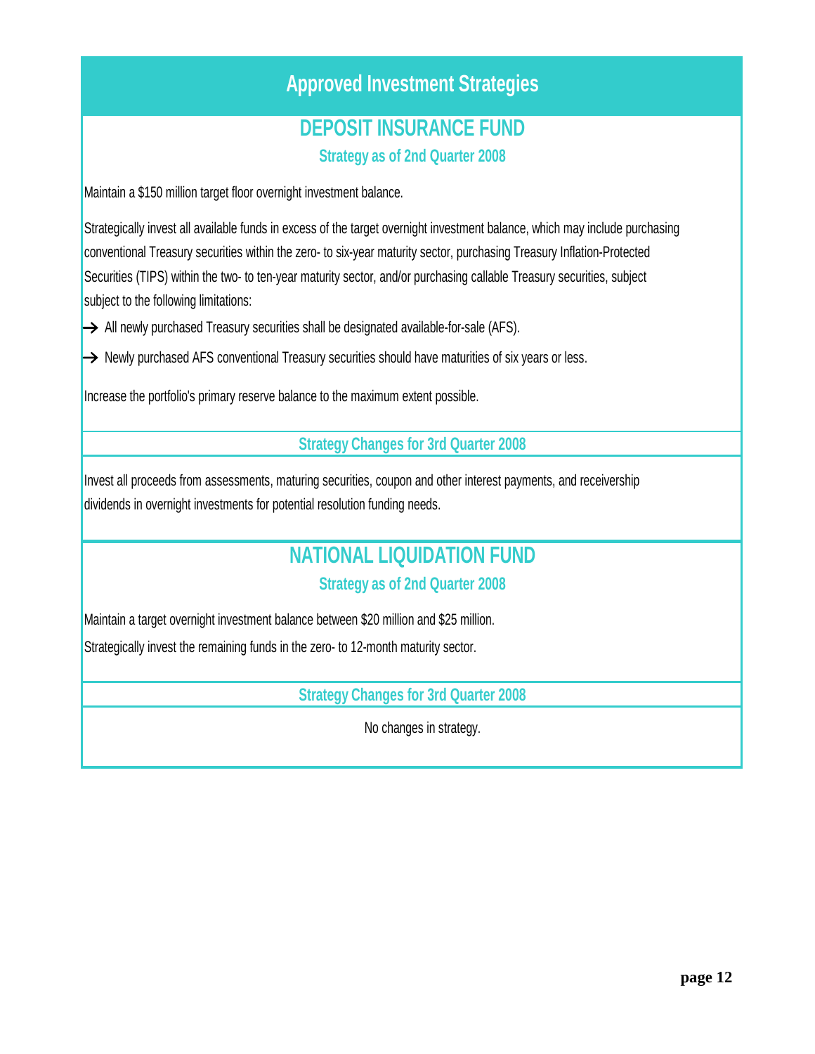# Approved Investment Strategies

## DEPOSIT INSURANCE FUND

### Strategy as of 2nd Quarter 2008

Maintain a $150 million target floor overnight investment balance.

Strategically invest all available funds in excess of the target overnight investment balance, which may include purchasing conventional Treasury securities within the zero- to six-year maturity sector, purchasing Treasury Inflation-Protected Securities (TIPS) within the two- to ten-year maturity sector, and/or purchasing callable Treasury securities, subject subject to the following limitations:

- → All newly purchased Treasury securities shall be designated available-for-sale (AFS).
- → Newly purchased AFS conventional Treasury securities should have maturities of six years or less.

Increase the portfolio's primary reserve balance to the maximum extent possible.

### Strategy Changes for 3rd Quarter 2008

Invest all proceeds from assessments, maturing securities, coupon and other interest payments, and receivership dividends in overnight investments for potential resolution funding needs.

## NATIONAL LIQUIDATION FUND

### Strategy as of 2nd Quarter 2008

Maintain a target overnight investment balance between $20 million and $25 million.

Strategically invest the remaining funds in the zero- to 12-month maturity sector.

### Strategy Changes for 3rd Quarter 2008

No changes in strategy.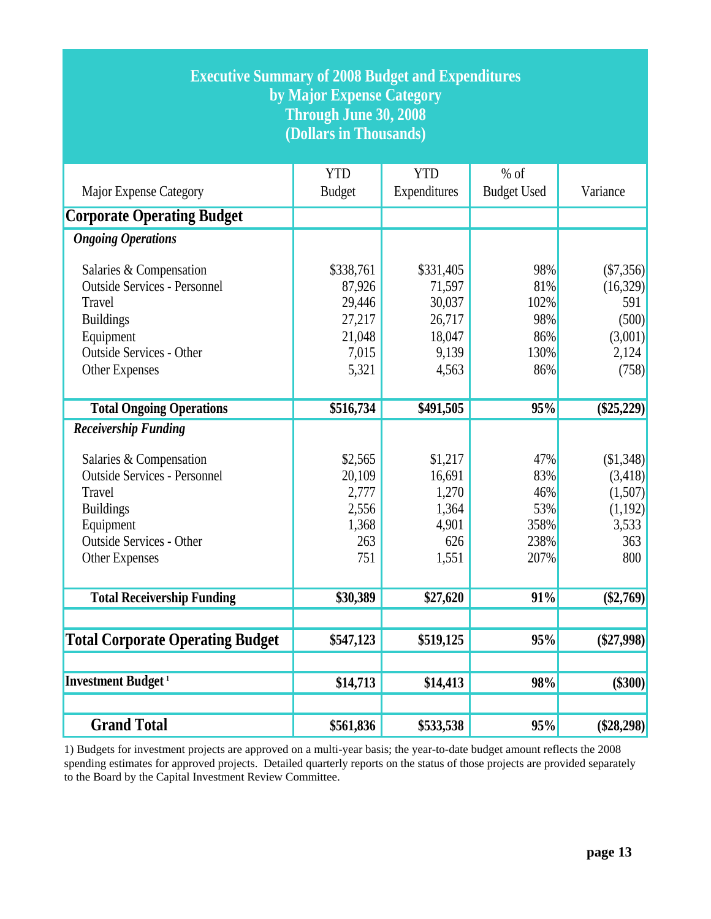# Executive Summary of 2008 Budget and Expenditures by Major Expense Category Through June 30, 2008 (Dollars in Thousands)

| Major Expense Category | YTD Budget | YTD Expenditures | % of Budget Used | Variance |
|---|---|---|---|---|
| **Corporate Operating Budget** | | | | |
| ***Ongoing Operations*** | | | | |
| Salaries & Compensation | $338,761 | $331,405 | 98% | ($7,356) |
| Outside Services - Personnel | 87,926 | 71,597 | 81% | (16,329) |
| Travel | 29,446 | 30,037 | 102% | 591 |
| Buildings | 27,217 | 26,717 | 98% | (500) |
| Equipment | 21,048 | 18,047 | 86% | (3,001) |
| Outside Services - Other | 7,015 | 9,139 | 130% | 2,124 |
| Other Expenses | 5,321 | 4,563 | 86% | (758) |
| **Total Ongoing Operations** | **$516,734** | **$491,505** | **95%** | **($25,229)** |
| ***Receivership Funding*** | | | | |
| Salaries & Compensation | $2,565 | $1,217 | 47% | ($1,348) |
| Outside Services - Personnel | 20,109 | 16,691 | 83% | (3,418) |
| Travel | 2,777 | 1,270 | 46% | (1,507) |
| Buildings | 2,556 | 1,364 | 53% | (1,192) |
| Equipment | 1,368 | 4,901 | 358% | 3,533 |
| Outside Services - Other | 263 | 626 | 238% | 363 |
| Other Expenses | 751 | 1,551 | 207% | 800 |
| **Total Receivership Funding** | **$30,389** | **$27,620** | **91%** | **($2,769)** |
| **Total Corporate Operating Budget** | **$547,123** | **$519,125** | **95%** | **($27,998)** |
| **Investment Budget [1]** | **$14,713** | **$14,413** | **98%** | **($300)** |
| **Grand Total** | **$561,836** | **$533,538** | **95%** | **($28,298)** |

1) Budgets for investment projects are approved on a multi-year basis; the year-to-date budget amount reflects the 2008 spending estimates for approved projects. Detailed quarterly reports on the status of those projects are provided separately to the Board by the Capital Investment Review Committee.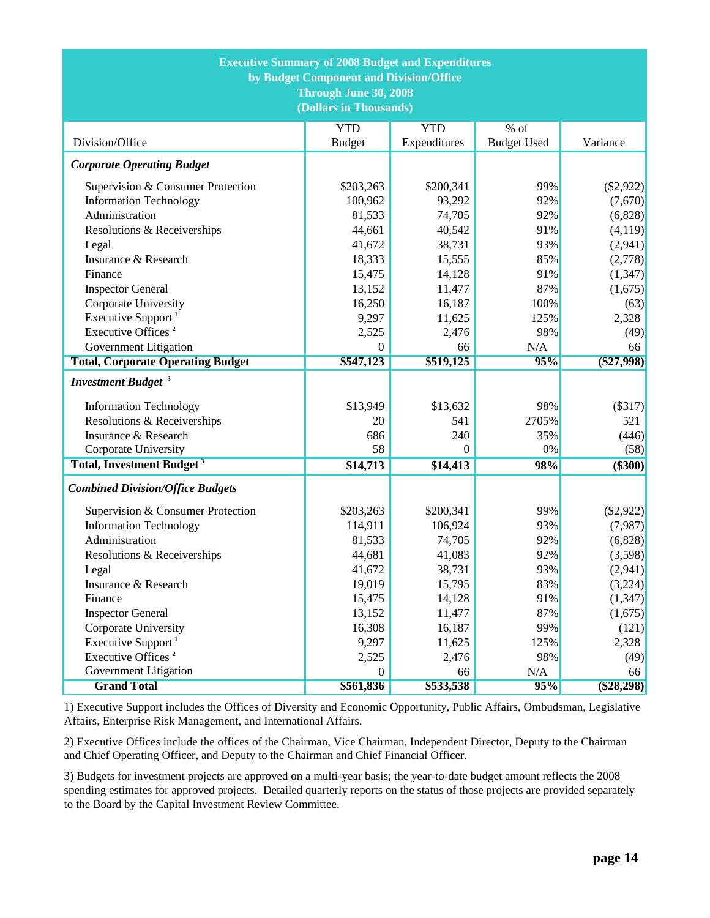**Executive Summary of 2008 Budget and Expenditures**
**by Budget Component and Division/Office**
**Through June 30, 2008**
**(Dollars in Thousands)**

| Division/Office | YTD Budget | YTD Expenditures | % of Budget Used | Variance |
|---|---|---|---|---|
| ***Corporate Operating Budget*** | | | | |
| Supervision & Consumer Protection | $203,263 | $200,341 | 99% | ($2,922) |
| Information Technology | 100,962 | 93,292 | 92% | (7,670) |
| Administration | 81,533 | 74,705 | 92% | (6,828) |
| Resolutions & Receiverships | 44,661 | 40,542 | 91% | (4,119) |
| Legal | 41,672 | 38,731 | 93% | (2,941) |
| Insurance & Research | 18,333 | 15,555 | 85% | (2,778) |
| Finance | 15,475 | 14,128 | 91% | (1,347) |
| Inspector General | 13,152 | 11,477 | 87% | (1,675) |
| Corporate University | 16,250 | 16,187 | 100% | (63) |
| Executive Support [1] | 9,297 | 11,625 | 125% | 2,328 |
| Executive Offices [2] | 2,525 | 2,476 | 98% | (49) |
| Government Litigation | 0 | 66 | N/A | 66 |
| **Total, Corporate Operating Budget** | **$547,123** | **$519,125** | **95%** | **($27,998)** |
| ***Investment Budget [3]*** | | | | |
| Information Technology | $13,949 | $13,632 | 98% | ($317) |
| Resolutions & Receiverships | 20 | 541 | 2705% | 521 |
| Insurance & Research | 686 | 240 | 35% | (446) |
| Corporate University | 58 | 0 | 0% | (58) |
| **Total, Investment Budget [3]** | **$14,713** | **$14,413** | **98%** | **($300)** |
| ***Combined Division/Office Budgets*** | | | | |
| Supervision & Consumer Protection | $203,263 | $200,341 | 99% | ($2,922) |
| Information Technology | 114,911 | 106,924 | 93% | (7,987) |
| Administration | 81,533 | 74,705 | 92% | (6,828) |
| Resolutions & Receiverships | 44,681 | 41,083 | 92% | (3,598) |
| Legal | 41,672 | 38,731 | 93% | (2,941) |
| Insurance & Research | 19,019 | 15,795 | 83% | (3,224) |
| Finance | 15,475 | 14,128 | 91% | (1,347) |
| Inspector General | 13,152 | 11,477 | 87% | (1,675) |
| Corporate University | 16,308 | 16,187 | 99% | (121) |
| Executive Support [1] | 9,297 | 11,625 | 125% | 2,328 |
| Executive Offices [2] | 2,525 | 2,476 | 98% | (49) |
| Government Litigation | 0 | 66 | N/A | 66 |
| **Grand Total** | **$561,836** | **$533,538** | **95%** | **($28,298)** |

1) Executive Support includes the Offices of Diversity and Economic Opportunity, Public Affairs, Ombudsman, Legislative Affairs, Enterprise Risk Management, and International Affairs.

2) Executive Offices include the offices of the Chairman, Vice Chairman, Independent Director, Deputy to the Chairman and Chief Operating Officer, and Deputy to the Chairman and Chief Financial Officer.

3) Budgets for investment projects are approved on a multi-year basis; the year-to-date budget amount reflects the 2008 spending estimates for approved projects. Detailed quarterly reports on the status of those projects are provided separately to the Board by the Capital Investment Review Committee.